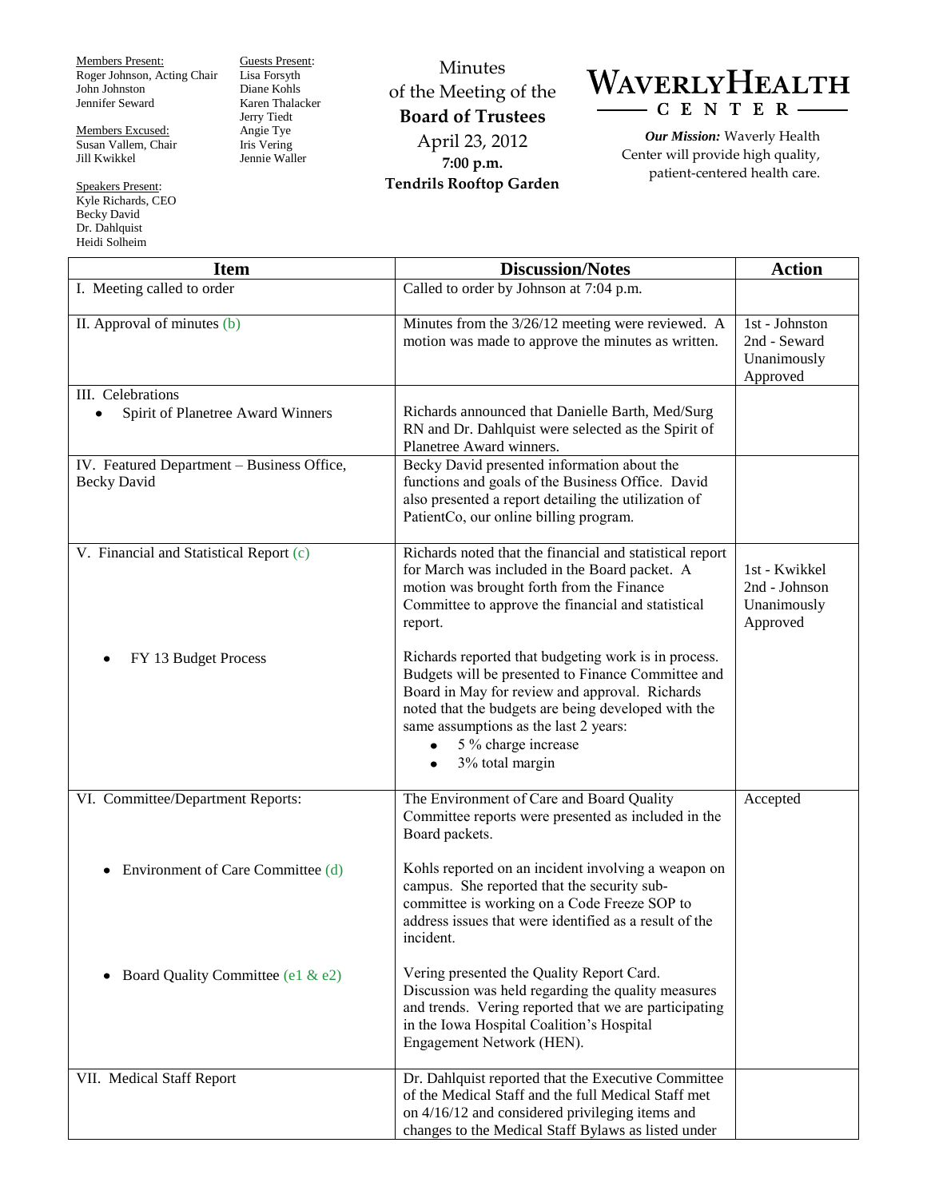Members Present:
Roger Johnson, Acting Chair
John Johnston
Jennifer Seward

Members Excused:
Susan Vallem, Chair
Jill Kwikkel

Speakers Present:
Kyle Richards, CEO
Becky David
Dr. Dahlquist
Heidi Solheim

Guests Present:
Lisa Forsyth
Diane Kohls
Karen Thalacker
Jerry Tiedt
Angie Tye
Iris Vering
Jennie Waller

Minutes
of the Meeting of the
**Board of Trustees**
April 23, 2012
**7:00 p.m.**
**Tendrils Rooftop Garden**

# WAVERLYHEALTH CENTER

***Our Mission:*** Waverly Health Center will provide high quality, patient-centered health care.

| Item | Discussion/Notes | Action |
|---|---|---|
| I. Meeting called to order | Called to order by Johnson at 7:04 p.m. | |
| II. Approval of minutes (b) | Minutes from the 3/26/12 meeting were reviewed. A motion was made to approve the minutes as written. | 1st - Johnston<br>2nd - Seward<br>Unanimously Approved |
| III. Celebrations<br>• Spirit of Planetree Award Winners | Richards announced that Danielle Barth, Med/Surg RN and Dr. Dahlquist were selected as the Spirit of Planetree Award winners. | |
| IV. Featured Department – Business Office, Becky David | Becky David presented information about the functions and goals of the Business Office. David also presented a report detailing the utilization of PatientCo, our online billing program. | |
| V. Financial and Statistical Report (c)<br><br>• FY 13 Budget Process | Richards noted that the financial and statistical report for March was included in the Board packet. A motion was brought forth from the Finance Committee to approve the financial and statistical report.<br><br>Richards reported that budgeting work is in process. Budgets will be presented to Finance Committee and Board in May for review and approval. Richards noted that the budgets are being developed with the same assumptions as the last 2 years:<br>• 5 % charge increase<br>• 3% total margin | 1st - Kwikkel<br>2nd - Johnson<br>Unanimously Approved |
| VI. Committee/Department Reports:<br><br>• Environment of Care Committee (d)<br><br>• Board Quality Committee (e1 & e2) | The Environment of Care and Board Quality Committee reports were presented as included in the Board packets.<br><br>Kohls reported on an incident involving a weapon on campus. She reported that the security sub-committee is working on a Code Freeze SOP to address issues that were identified as a result of the incident.<br><br>Vering presented the Quality Report Card. Discussion was held regarding the quality measures and trends. Vering reported that we are participating in the Iowa Hospital Coalition's Hospital Engagement Network (HEN). | Accepted |
| VII. Medical Staff Report | Dr. Dahlquist reported that the Executive Committee of the Medical Staff and the full Medical Staff met on 4/16/12 and considered privileging items and changes to the Medical Staff Bylaws as listed under | |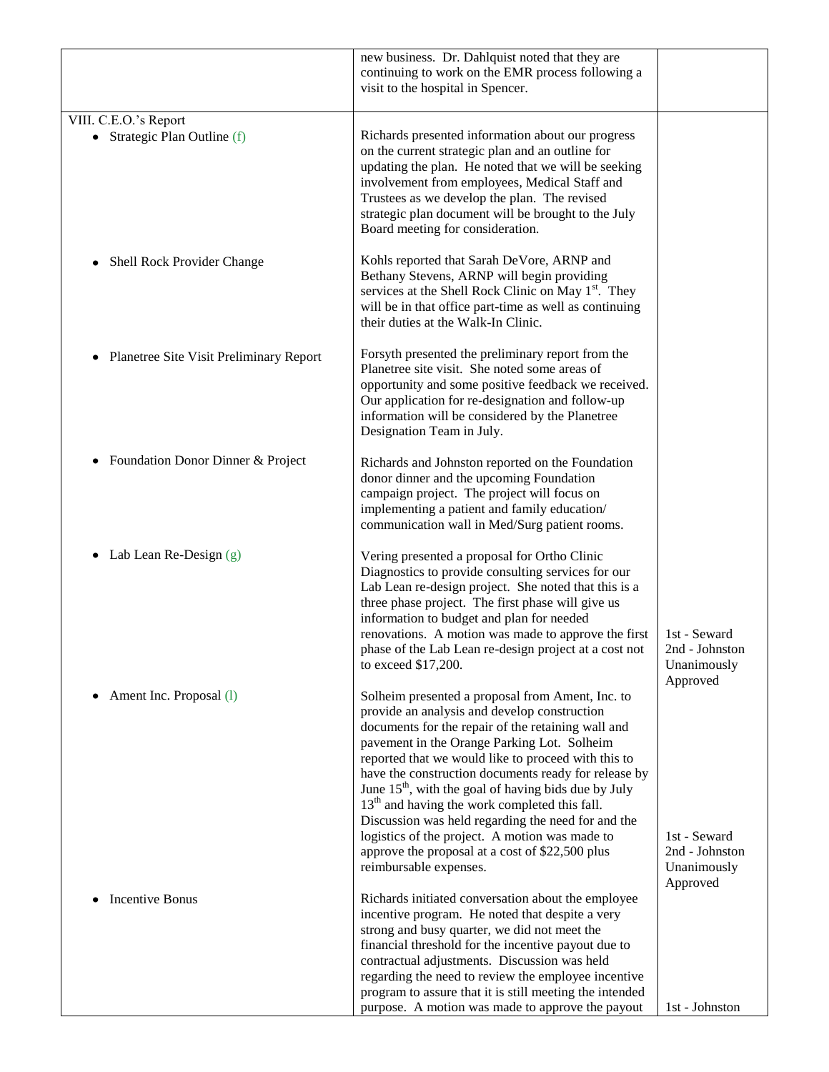| | | |
|---|---|---|
| | new business. Dr. Dahlquist noted that they are continuing to work on the EMR process following a visit to the hospital in Spencer. | |
| VIII. C.E.O.'s Report<br>• Strategic Plan Outline (f) | Richards presented information about our progress on the current strategic plan and an outline for updating the plan. He noted that we will be seeking involvement from employees, Medical Staff and Trustees as we develop the plan. The revised strategic plan document will be brought to the July Board meeting for consideration. | |
| • Shell Rock Provider Change | Kohls reported that Sarah DeVore, ARNP and Bethany Stevens, ARNP will begin providing services at the Shell Rock Clinic on May 1st. They will be in that office part-time as well as continuing their duties at the Walk-In Clinic. | |
| • Planetree Site Visit Preliminary Report | Forsyth presented the preliminary report from the Planetree site visit. She noted some areas of opportunity and some positive feedback we received. Our application for re-designation and follow-up information will be considered by the Planetree Designation Team in July. | |
| • Foundation Donor Dinner & Project | Richards and Johnston reported on the Foundation donor dinner and the upcoming Foundation campaign project. The project will focus on implementing a patient and family education/ communication wall in Med/Surg patient rooms. | |
| • Lab Lean Re-Design (g) | Vering presented a proposal for Ortho Clinic Diagnostics to provide consulting services for our Lab Lean re-design project. She noted that this is a three phase project. The first phase will give us information to budget and plan for needed renovations. A motion was made to approve the first phase of the Lab Lean re-design project at a cost not to exceed $17,200. | 1st - Seward<br>2nd - Johnston<br>Unanimously Approved |
| • Ament Inc. Proposal (l) | Solheim presented a proposal from Ament, Inc. to provide an analysis and develop construction documents for the repair of the retaining wall and pavement in the Orange Parking Lot. Solheim reported that we would like to proceed with this to have the construction documents ready for release by June 15th, with the goal of having bids due by July 13th and having the work completed this fall. Discussion was held regarding the need for and the logistics of the project. A motion was made to approve the proposal at a cost of $22,500 plus reimbursable expenses. | 1st - Seward<br>2nd - Johnston<br>Unanimously Approved |
| • Incentive Bonus | Richards initiated conversation about the employee incentive program. He noted that despite a very strong and busy quarter, we did not meet the financial threshold for the incentive payout due to contractual adjustments. Discussion was held regarding the need to review the employee incentive program to assure that it is still meeting the intended purpose. A motion was made to approve the payout | 1st - Johnston |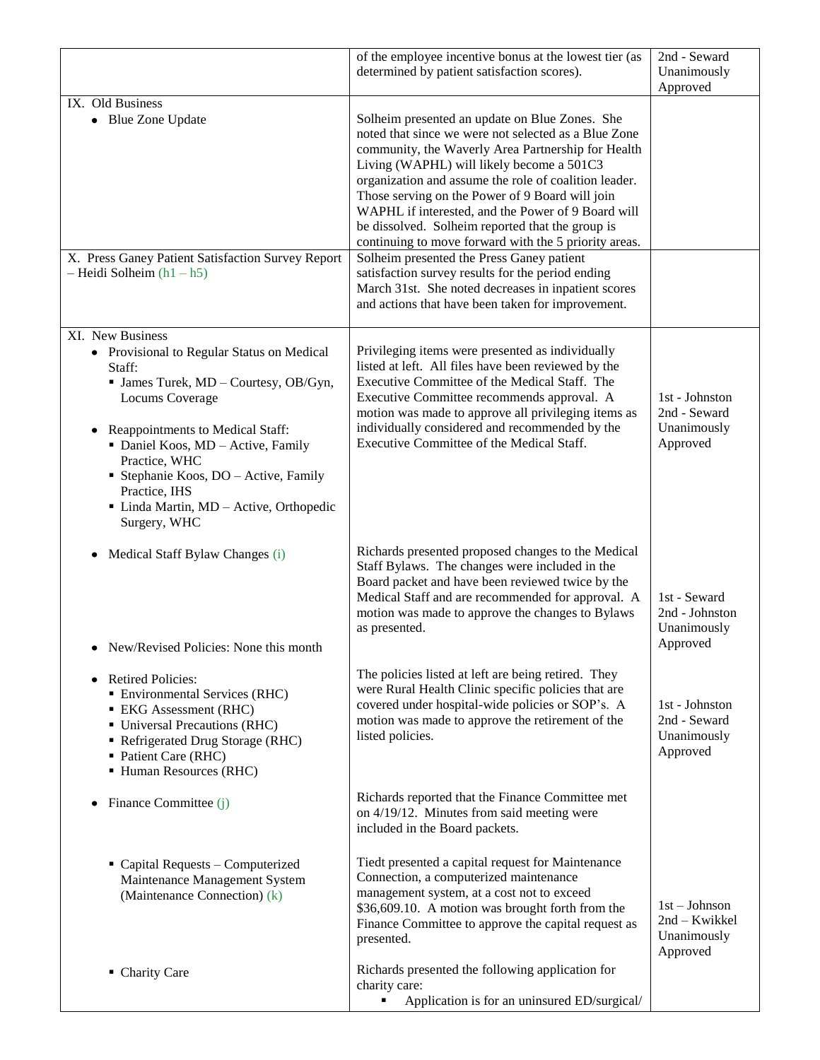| | | |
|---|---|---|
| | of the employee incentive bonus at the lowest tier (as determined by patient satisfaction scores). | 2nd - Seward<br>Unanimously Approved |
| IX. Old Business<br>• Blue Zone Update | Solheim presented an update on Blue Zones. She noted that since we were not selected as a Blue Zone community, the Waverly Area Partnership for Health Living (WAPHL) will likely become a 501C3 organization and assume the role of coalition leader. Those serving on the Power of 9 Board will join WAPHL if interested, and the Power of 9 Board will be dissolved. Solheim reported that the group is continuing to move forward with the 5 priority areas. | |
| X. Press Ganey Patient Satisfaction Survey Report – Heidi Solheim (h1 – h5) | Solheim presented the Press Ganey patient satisfaction survey results for the period ending March 31st. She noted decreases in inpatient scores and actions that have been taken for improvement. | |
| XI. New Business<br>• Provisional to Regular Status on Medical Staff:<br>▪ James Turek, MD – Courtesy, OB/Gyn, Locums Coverage<br>• Reappointments to Medical Staff:<br>▪ Daniel Koos, MD – Active, Family Practice, WHC<br>▪ Stephanie Koos, DO – Active, Family Practice, IHS<br>▪ Linda Martin, MD – Active, Orthopedic Surgery, WHC | Privileging items were presented as individually listed at left. All files have been reviewed by the Executive Committee of the Medical Staff. The Executive Committee recommends approval. A motion was made to approve all privileging items as individually considered and recommended by the Executive Committee of the Medical Staff. | 1st - Johnston<br>2nd - Seward<br>Unanimously Approved |
| • Medical Staff Bylaw Changes (i)<br>• New/Revised Policies: None this month | Richards presented proposed changes to the Medical Staff Bylaws. The changes were included in the Board packet and have been reviewed twice by the Medical Staff and are recommended for approval. A motion was made to approve the changes to Bylaws as presented. | 1st - Seward<br>2nd - Johnston<br>Unanimously Approved |
| • Retired Policies:<br>▪ Environmental Services (RHC)<br>▪ EKG Assessment (RHC)<br>▪ Universal Precautions (RHC)<br>▪ Refrigerated Drug Storage (RHC)<br>▪ Patient Care (RHC)<br>▪ Human Resources (RHC) | The policies listed at left are being retired. They were Rural Health Clinic specific policies that are covered under hospital-wide policies or SOP's. A motion was made to approve the retirement of the listed policies. | 1st - Johnston<br>2nd - Seward<br>Unanimously Approved |
| • Finance Committee (j) | Richards reported that the Finance Committee met on 4/19/12. Minutes from said meeting were included in the Board packets. | |
| ▪ Capital Requests – Computerized Maintenance Management System (Maintenance Connection) (k) | Tiedt presented a capital request for Maintenance Connection, a computerized maintenance management system, at a cost not to exceed $36,609.10. A motion was brought forth from the Finance Committee to approve the capital request as presented. | 1st – Johnson<br>2nd – Kwikkel<br>Unanimously Approved |
| ▪ Charity Care | Richards presented the following application for charity care:<br>▪ Application is for an uninsured ED/surgical/ | |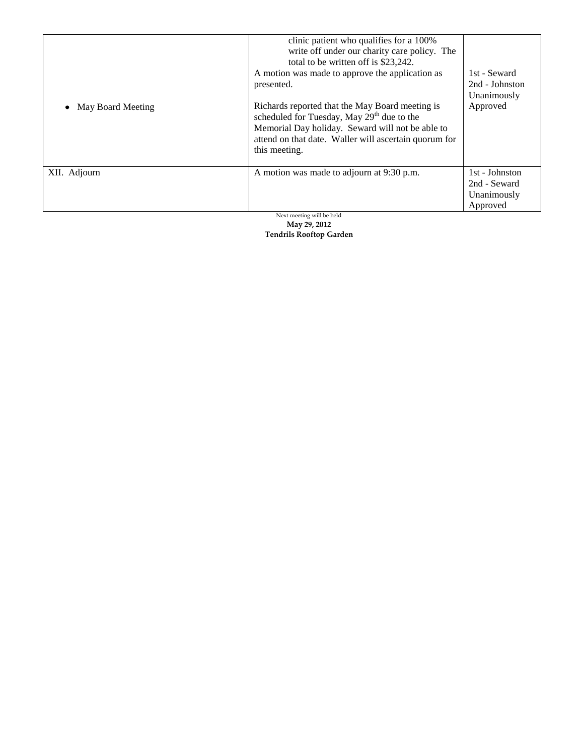| | | |
|---|---|---|
| | clinic patient who qualifies for a 100% write off under our charity care policy. The total to be written off is $23,242.<br>A motion was made to approve the application as presented. | 1st - Seward<br>2nd - Johnston<br>Unanimously Approved |
| • May Board Meeting | Richards reported that the May Board meeting is scheduled for Tuesday, May 29th due to the Memorial Day holiday. Seward will not be able to attend on that date. Waller will ascertain quorum for this meeting. | |
| XII. Adjourn | A motion was made to adjourn at 9:30 p.m. | 1st - Johnston<br>2nd - Seward<br>Unanimously Approved |

Next meeting will be held

**May 29, 2012**

**Tendrils Rooftop Garden**